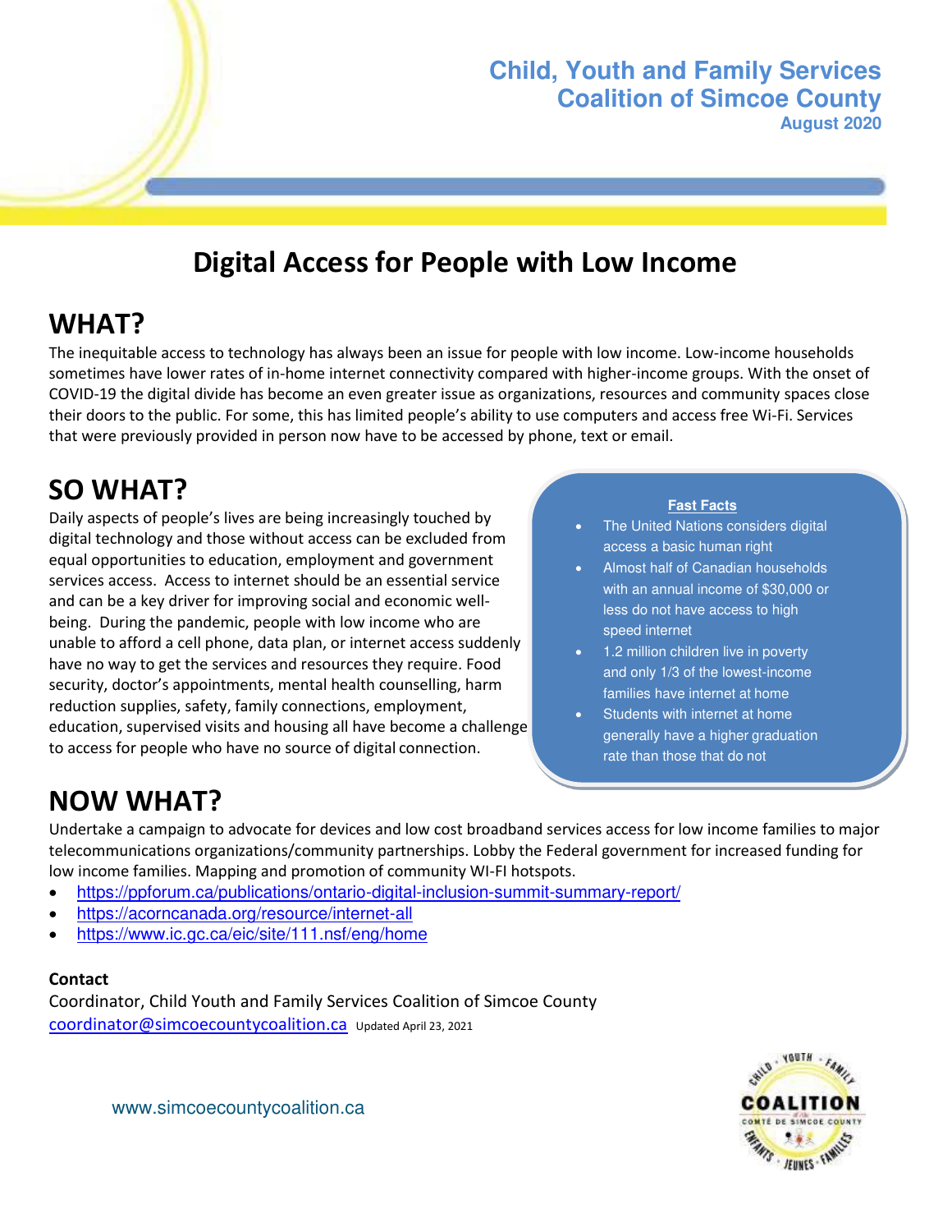**Child, Youth and Family Services Coalition of Simcoe County**
**August 2020**

# Digital Access for People with Low Income

## WHAT?

The inequitable access to technology has always been an issue for people with low income. Low-income households sometimes have lower rates of in-home internet connectivity compared with higher-income groups. With the onset of COVID-19 the digital divide has become an even greater issue as organizations, resources and community spaces close their doors to the public. For some, this has limited people's ability to use computers and access free Wi-Fi. Services that were previously provided in person now have to be accessed by phone, text or email.

## SO WHAT?

Daily aspects of people's lives are being increasingly touched by digital technology and those without access can be excluded from equal opportunities to education, employment and government services access. Access to internet should be an essential service and can be a key driver for improving social and economic well-being. During the pandemic, people with low income who are unable to afford a cell phone, data plan, or internet access suddenly have no way to get the services and resources they require. Food security, doctor's appointments, mental health counselling, harm reduction supplies, safety, family connections, employment, education, supervised visits and housing all have become a challenge to access for people who have no source of digital connection.

**Fast Facts**

- The United Nations considers digital access a basic human right
- Almost half of Canadian households with an annual income of $30,000 or less do not have access to high speed internet
- 1.2 million children live in poverty and only 1/3 of the lowest-income families have internet at home
- Students with internet at home generally have a higher graduation rate than those that do not

## NOW WHAT?

Undertake a campaign to advocate for devices and low cost broadband services access for low income families to major telecommunications organizations/community partnerships. Lobby the Federal government for increased funding for low income families. Mapping and promotion of community WI-FI hotspots.

- https://ppforum.ca/publications/ontario-digital-inclusion-summit-summary-report/
- https://acorncanada.org/resource/internet-all
- https://www.ic.gc.ca/eic/site/111.nsf/eng/home

**Contact**

Coordinator, Child Youth and Family Services Coalition of Simcoe County
coordinator@simcoecountycoalition.ca Updated April 23, 2021

www.simcoecountycoalition.ca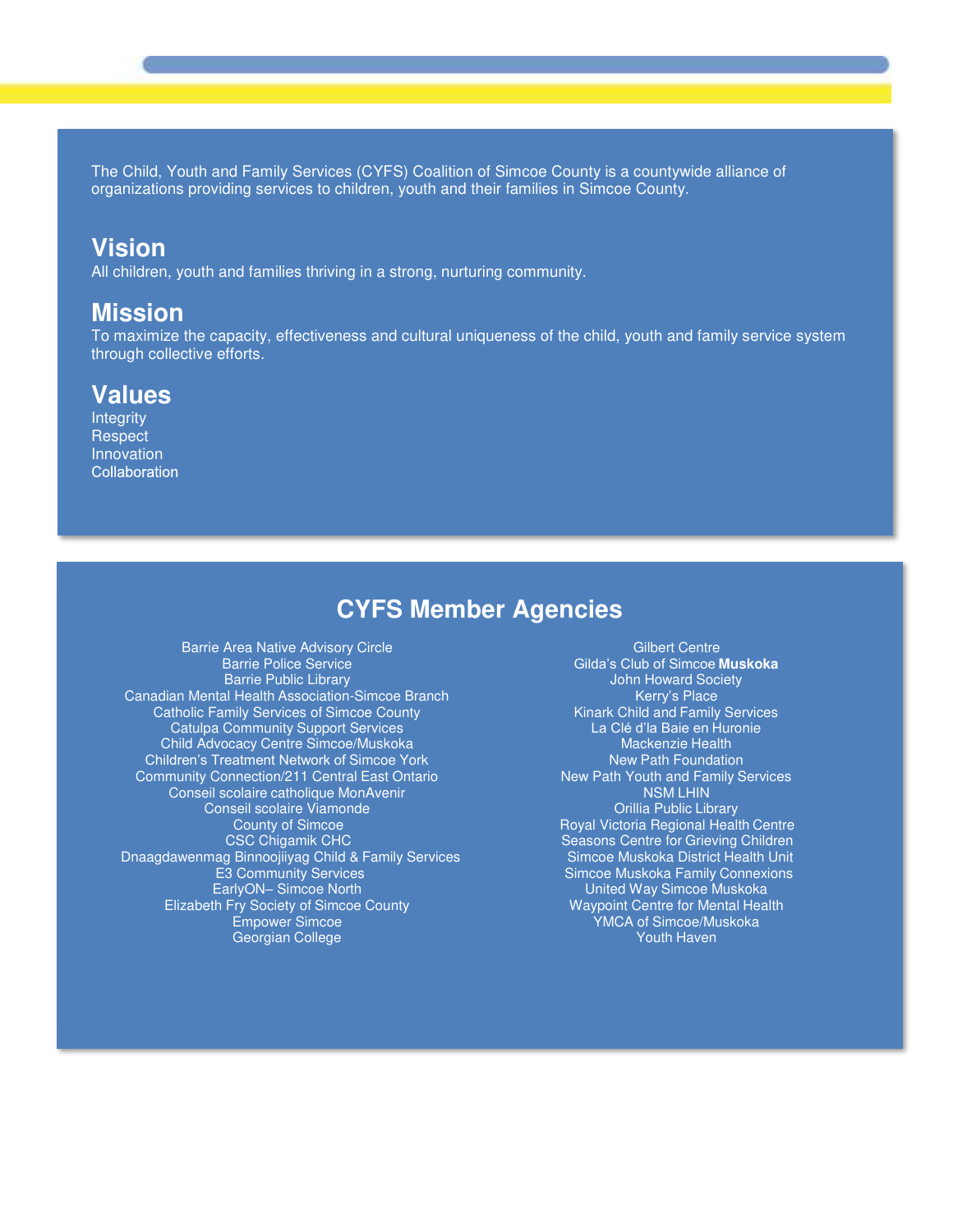The Child, Youth and Family Services (CYFS) Coalition of Simcoe County is a countywide alliance of organizations providing services to children, youth and their families in Simcoe County.

## Vision

All children, youth and families thriving in a strong, nurturing community.

## Mission

To maximize the capacity, effectiveness and cultural uniqueness of the child, youth and family service system through collective efforts.

## Values

Integrity
Respect
Innovation
Collaboration

## CYFS Member Agencies

Barrie Area Native Advisory Circle
Barrie Police Service
Barrie Public Library
Canadian Mental Health Association-Simcoe Branch
Catholic Family Services of Simcoe County
Catulpa Community Support Services
Child Advocacy Centre Simcoe/Muskoka
Children's Treatment Network of Simcoe York
Community Connection/211 Central East Ontario
Conseil scolaire catholique MonAvenir
Conseil scolaire Viamonde
County of Simcoe
CSC Chigamik CHC
Dnaagdawenmag Binnoojiiyag Child & Family Services
E3 Community Services
EarlyON– Simcoe North
Elizabeth Fry Society of Simcoe County
Empower Simcoe
Georgian College
Gilbert Centre
Gilda's Club of Simcoe **Muskoka**
John Howard Society
Kerry's Place
Kinark Child and Family Services
La Clé d'la Baie en Huronie
Mackenzie Health
New Path Foundation
New Path Youth and Family Services
NSM LHIN
Orillia Public Library
Royal Victoria Regional Health Centre
Seasons Centre for Grieving Children
Simcoe Muskoka District Health Unit
Simcoe Muskoka Family Connexions
United Way Simcoe Muskoka
Waypoint Centre for Mental Health
YMCA of Simcoe/Muskoka
Youth Haven